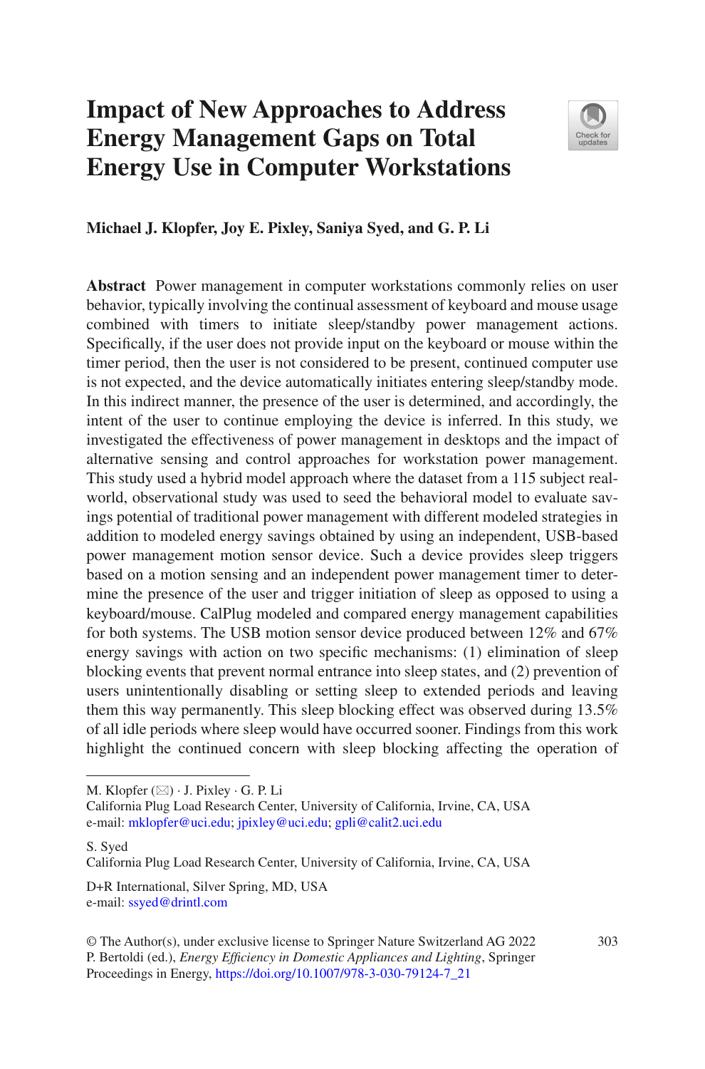# Impact of New Approaches to Address Energy Management Gaps on Total Energy Use in Computer Workstations

**Michael J. Klopfer, Joy E. Pixley, Saniya Syed, and G. P. Li**

**Abstract** Power management in computer workstations commonly relies on user behavior, typically involving the continual assessment of keyboard and mouse usage combined with timers to initiate sleep/standby power management actions. Specifically, if the user does not provide input on the keyboard or mouse within the timer period, then the user is not considered to be present, continued computer use is not expected, and the device automatically initiates entering sleep/standby mode. In this indirect manner, the presence of the user is determined, and accordingly, the intent of the user to continue employing the device is inferred. In this study, we investigated the effectiveness of power management in desktops and the impact of alternative sensing and control approaches for workstation power management. This study used a hybrid model approach where the dataset from a 115 subject real-world, observational study was used to seed the behavioral model to evaluate savings potential of traditional power management with different modeled strategies in addition to modeled energy savings obtained by using an independent, USB-based power management motion sensor device. Such a device provides sleep triggers based on a motion sensing and an independent power management timer to determine the presence of the user and trigger initiation of sleep as opposed to using a keyboard/mouse. CalPlug modeled and compared energy management capabilities for both systems. The USB motion sensor device produced between 12% and 67% energy savings with action on two specific mechanisms: (1) elimination of sleep blocking events that prevent normal entrance into sleep states, and (2) prevention of users unintentionally disabling or setting sleep to extended periods and leaving them this way permanently. This sleep blocking effect was observed during 13.5% of all idle periods where sleep would have occurred sooner. Findings from this work highlight the continued concern with sleep blocking affecting the operation of

---

M. Klopfer (✉) · J. Pixley · G. P. Li
California Plug Load Research Center, University of California, Irvine, CA, USA
e-mail: mklopfer@uci.edu; jpixley@uci.edu; gpli@calit2.uci.edu

S. Syed
California Plug Load Research Center, University of California, Irvine, CA, USA

D+R International, Silver Spring, MD, USA
e-mail: ssyed@drintl.com

© The Author(s), under exclusive license to Springer Nature Switzerland AG 2022
P. Bertoldi (ed.), *Energy Efficiency in Domestic Appliances and Lighting*, Springer Proceedings in Energy, https://doi.org/10.1007/978-3-030-79124-7_21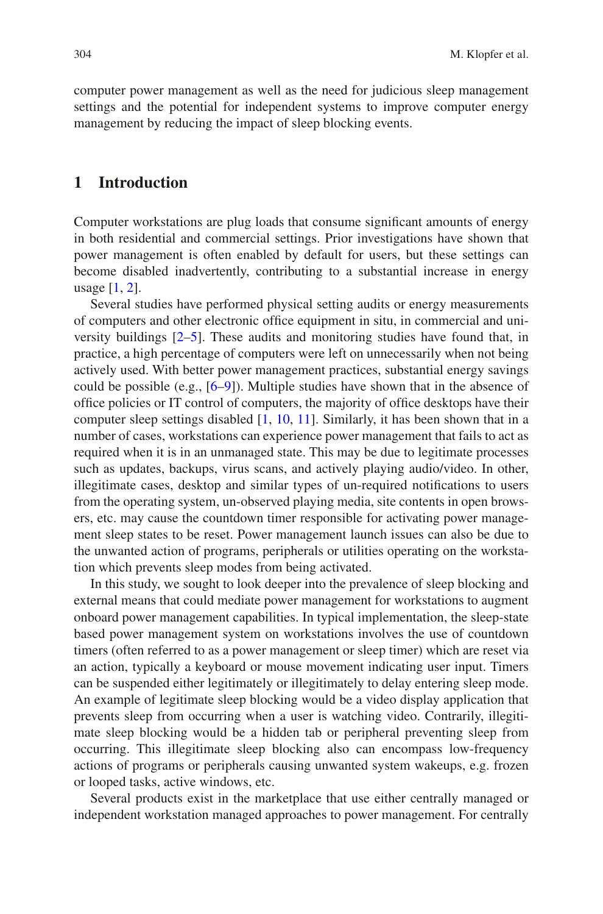computer power management as well as the need for judicious sleep management settings and the potential for independent systems to improve computer energy management by reducing the impact of sleep blocking events.

## 1 Introduction

Computer workstations are plug loads that consume significant amounts of energy in both residential and commercial settings. Prior investigations have shown that power management is often enabled by default for users, but these settings can become disabled inadvertently, contributing to a substantial increase in energy usage [1, 2].

Several studies have performed physical setting audits or energy measurements of computers and other electronic office equipment in situ, in commercial and university buildings [2–5]. These audits and monitoring studies have found that, in practice, a high percentage of computers were left on unnecessarily when not being actively used. With better power management practices, substantial energy savings could be possible (e.g., [6–9]). Multiple studies have shown that in the absence of office policies or IT control of computers, the majority of office desktops have their computer sleep settings disabled [1, 10, 11]. Similarly, it has been shown that in a number of cases, workstations can experience power management that fails to act as required when it is in an unmanaged state. This may be due to legitimate processes such as updates, backups, virus scans, and actively playing audio/video. In other, illegitimate cases, desktop and similar types of un-required notifications to users from the operating system, un-observed playing media, site contents in open browsers, etc. may cause the countdown timer responsible for activating power management sleep states to be reset. Power management launch issues can also be due to the unwanted action of programs, peripherals or utilities operating on the workstation which prevents sleep modes from being activated.

In this study, we sought to look deeper into the prevalence of sleep blocking and external means that could mediate power management for workstations to augment onboard power management capabilities. In typical implementation, the sleep-state based power management system on workstations involves the use of countdown timers (often referred to as a power management or sleep timer) which are reset via an action, typically a keyboard or mouse movement indicating user input. Timers can be suspended either legitimately or illegitimately to delay entering sleep mode. An example of legitimate sleep blocking would be a video display application that prevents sleep from occurring when a user is watching video. Contrarily, illegitimate sleep blocking would be a hidden tab or peripheral preventing sleep from occurring. This illegitimate sleep blocking also can encompass low-frequency actions of programs or peripherals causing unwanted system wakeups, e.g. frozen or looped tasks, active windows, etc.

Several products exist in the marketplace that use either centrally managed or independent workstation managed approaches to power management. For centrally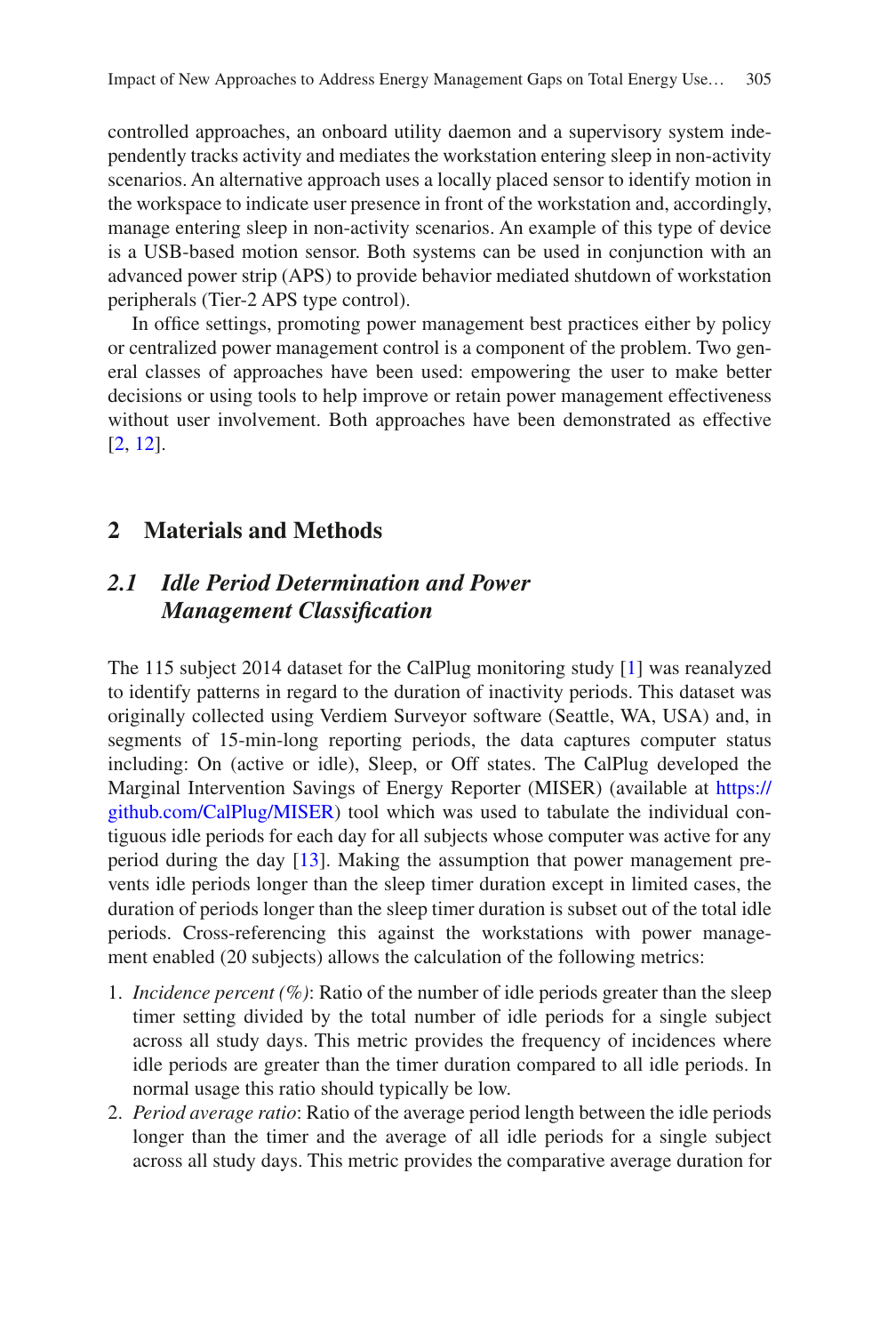controlled approaches, an onboard utility daemon and a supervisory system independently tracks activity and mediates the workstation entering sleep in non-activity scenarios. An alternative approach uses a locally placed sensor to identify motion in the workspace to indicate user presence in front of the workstation and, accordingly, manage entering sleep in non-activity scenarios. An example of this type of device is a USB-based motion sensor. Both systems can be used in conjunction with an advanced power strip (APS) to provide behavior mediated shutdown of workstation peripherals (Tier-2 APS type control).

In office settings, promoting power management best practices either by policy or centralized power management control is a component of the problem. Two general classes of approaches have been used: empowering the user to make better decisions or using tools to help improve or retain power management effectiveness without user involvement. Both approaches have been demonstrated as effective [2, 12].

## 2 Materials and Methods

### 2.1 *Idle Period Determination and Power Management Classification*

The 115 subject 2014 dataset for the CalPlug monitoring study [1] was reanalyzed to identify patterns in regard to the duration of inactivity periods. This dataset was originally collected using Verdiem Surveyor software (Seattle, WA, USA) and, in segments of 15-min-long reporting periods, the data captures computer status including: On (active or idle), Sleep, or Off states. The CalPlug developed the Marginal Intervention Savings of Energy Reporter (MISER) (available at https://github.com/CalPlug/MISER) tool which was used to tabulate the individual contiguous idle periods for each day for all subjects whose computer was active for any period during the day [13]. Making the assumption that power management prevents idle periods longer than the sleep timer duration except in limited cases, the duration of periods longer than the sleep timer duration is subset out of the total idle periods. Cross-referencing this against the workstations with power management enabled (20 subjects) allows the calculation of the following metrics:

1. *Incidence percent (%)*: Ratio of the number of idle periods greater than the sleep timer setting divided by the total number of idle periods for a single subject across all study days. This metric provides the frequency of incidences where idle periods are greater than the timer duration compared to all idle periods. In normal usage this ratio should typically be low.
2. *Period average ratio*: Ratio of the average period length between the idle periods longer than the timer and the average of all idle periods for a single subject across all study days. This metric provides the comparative average duration for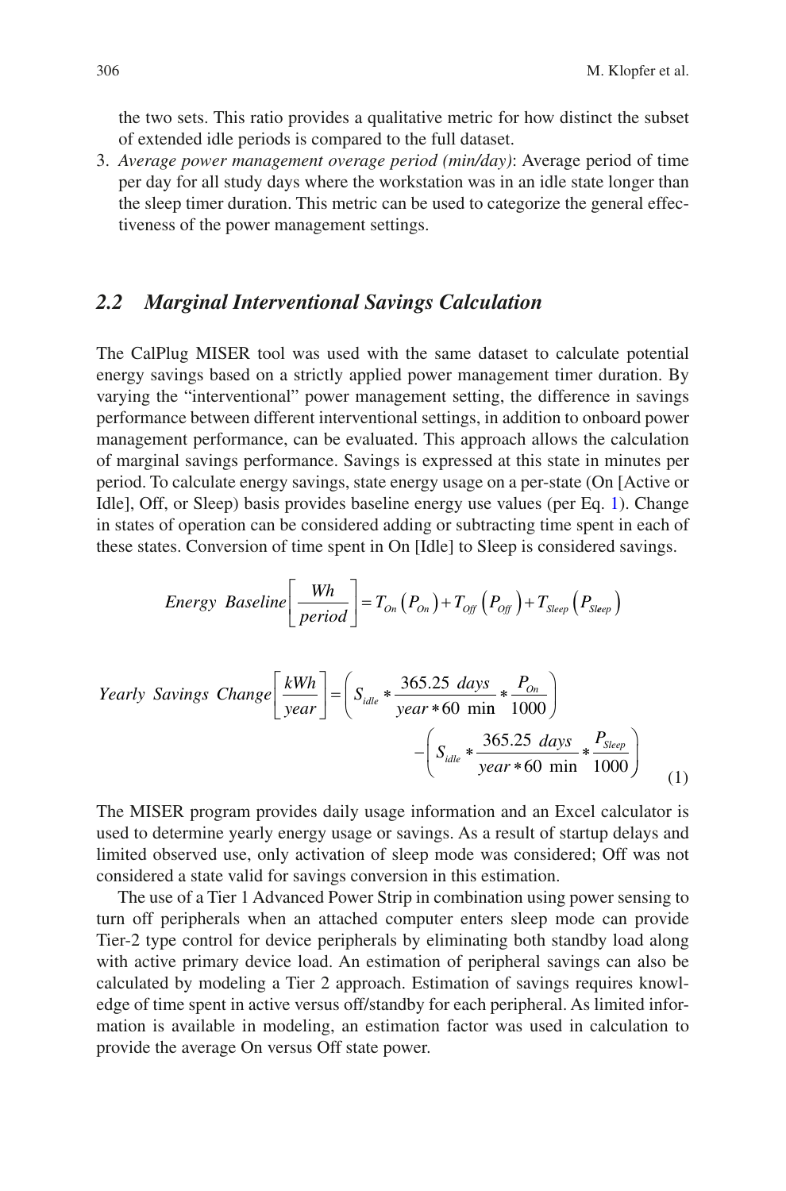the two sets. This ratio provides a qualitative metric for how distinct the subset of extended idle periods is compared to the full dataset.

3. *Average power management overage period (min/day)*: Average period of time per day for all study days where the workstation was in an idle state longer than the sleep timer duration. This metric can be used to categorize the general effectiveness of the power management settings.

### 2.2 Marginal Interventional Savings Calculation

The CalPlug MISER tool was used with the same dataset to calculate potential energy savings based on a strictly applied power management timer duration. By varying the "interventional" power management setting, the difference in savings performance between different interventional settings, in addition to onboard power management performance, can be evaluated. This approach allows the calculation of marginal savings performance. Savings is expressed at this state in minutes per period. To calculate energy savings, state energy usage on a per-state (On [Active or Idle], Off, or Sleep) basis provides baseline energy use values (per Eq. 1). Change in states of operation can be considered adding or subtracting time spent in each of these states. Conversion of time spent in On [Idle] to Sleep is considered savings.

$$Energy\ \ Baseline\left[\frac{Wh}{period}\right] = T_{On}\left(P_{On}\right) + T_{Off}\left(P_{Off}\right) + T_{Sleep}\left(P_{Sleep}\right)$$

$$Yearly\ \ Savings\ \ Change\left[\frac{kWh}{year}\right] = \left(S_{idle} * \frac{365.25\ \ days}{year * 60\ \min} * \frac{P_{On}}{1000}\right) - \left(S_{idle} * \frac{365.25\ \ days}{year * 60\ \min} * \frac{P_{Sleep}}{1000}\right) \tag{1}$$

The MISER program provides daily usage information and an Excel calculator is used to determine yearly energy usage or savings. As a result of startup delays and limited observed use, only activation of sleep mode was considered; Off was not considered a state valid for savings conversion in this estimation.

The use of a Tier 1 Advanced Power Strip in combination using power sensing to turn off peripherals when an attached computer enters sleep mode can provide Tier-2 type control for device peripherals by eliminating both standby load along with active primary device load. An estimation of peripheral savings can also be calculated by modeling a Tier 2 approach. Estimation of savings requires knowledge of time spent in active versus off/standby for each peripheral. As limited information is available in modeling, an estimation factor was used in calculation to provide the average On versus Off state power.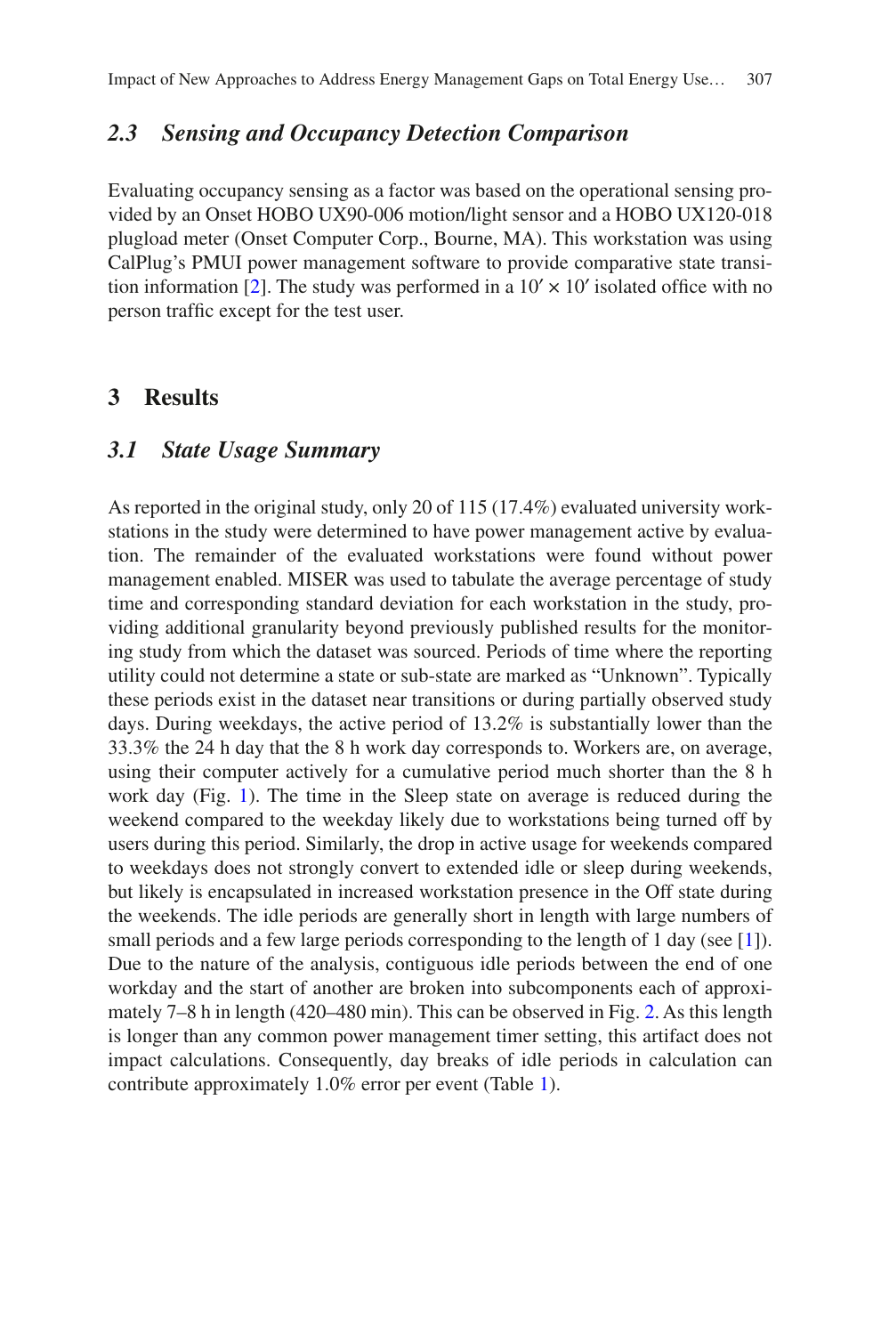### 2.3 Sensing and Occupancy Detection Comparison

Evaluating occupancy sensing as a factor was based on the operational sensing provided by an Onset HOBO UX90-006 motion/light sensor and a HOBO UX120-018 plugload meter (Onset Computer Corp., Bourne, MA). This workstation was using CalPlug's PMUI power management software to provide comparative state transition information [2]. The study was performed in a 10′ × 10′ isolated office with no person traffic except for the test user.

## 3 Results

### 3.1 State Usage Summary

As reported in the original study, only 20 of 115 (17.4%) evaluated university workstations in the study were determined to have power management active by evaluation. The remainder of the evaluated workstations were found without power management enabled. MISER was used to tabulate the average percentage of study time and corresponding standard deviation for each workstation in the study, providing additional granularity beyond previously published results for the monitoring study from which the dataset was sourced. Periods of time where the reporting utility could not determine a state or sub-state are marked as "Unknown". Typically these periods exist in the dataset near transitions or during partially observed study days. During weekdays, the active period of 13.2% is substantially lower than the 33.3% the 24 h day that the 8 h work day corresponds to. Workers are, on average, using their computer actively for a cumulative period much shorter than the 8 h work day (Fig. 1). The time in the Sleep state on average is reduced during the weekend compared to the weekday likely due to workstations being turned off by users during this period. Similarly, the drop in active usage for weekends compared to weekdays does not strongly convert to extended idle or sleep during weekends, but likely is encapsulated in increased workstation presence in the Off state during the weekends. The idle periods are generally short in length with large numbers of small periods and a few large periods corresponding to the length of 1 day (see [1]). Due to the nature of the analysis, contiguous idle periods between the end of one workday and the start of another are broken into subcomponents each of approximately 7–8 h in length (420–480 min). This can be observed in Fig. 2. As this length is longer than any common power management timer setting, this artifact does not impact calculations. Consequently, day breaks of idle periods in calculation can contribute approximately 1.0% error per event (Table 1).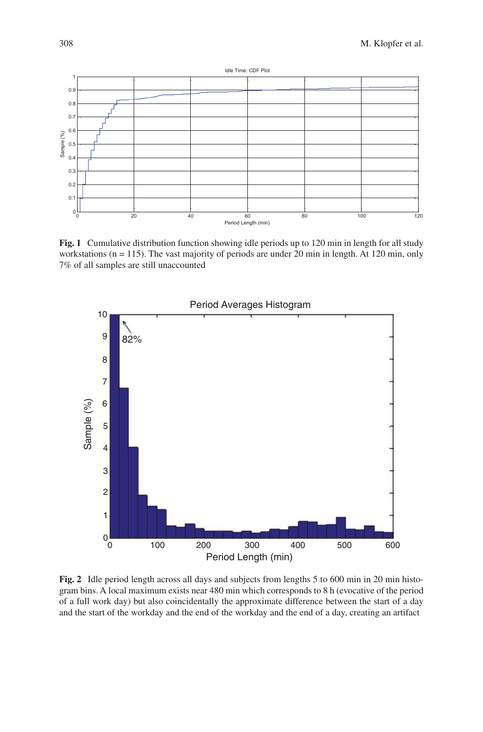**Fig. 1** Cumulative distribution function showing idle periods up to 120 min in length for all study workstations (n = 115). The vast majority of periods are under 20 min in length. At 120 min, only 7% of all samples are still unaccounted

**Fig. 2** Idle period length across all days and subjects from lengths 5 to 600 min in 20 min histogram bins. A local maximum exists near 480 min which corresponds to 8 h (evocative of the period of a full work day) but also coincidentally the approximate difference between the start of a day and the start of the workday and the end of the workday and the end of a day, creating an artifact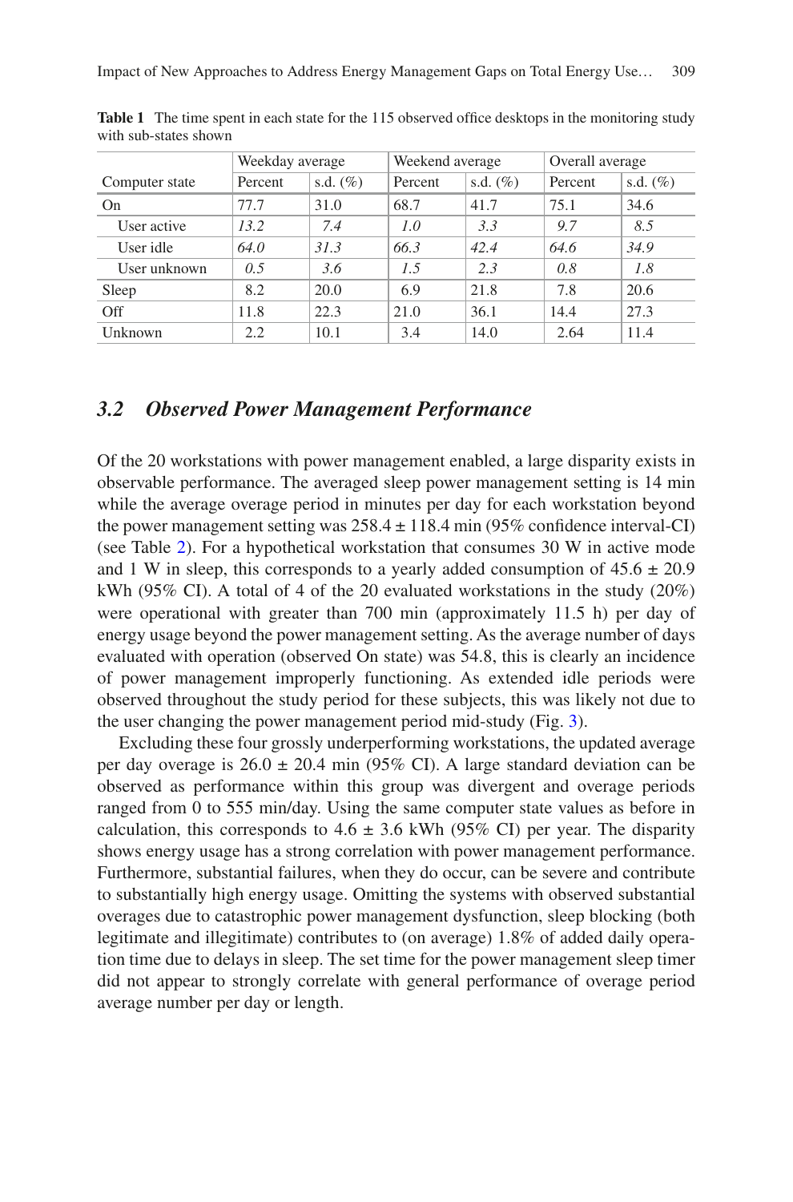**Table 1** The time spent in each state for the 115 observed office desktops in the monitoring study with sub-states shown

| Computer state | Weekday average | | Weekend average | | Overall average | |
|---|---|---|---|---|---|---|
| | Percent | s.d. (%) | Percent | s.d. (%) | Percent | s.d. (%) |
| On | 77.7 | 31.0 | 68.7 | 41.7 | 75.1 | 34.6 |
| User active | *13.2* | *7.4* | *1.0* | *3.3* | *9.7* | *8.5* |
| User idle | *64.0* | *31.3* | *66.3* | *42.4* | *64.6* | *34.9* |
| User unknown | *0.5* | *3.6* | *1.5* | *2.3* | *0.8* | *1.8* |
| Sleep | 8.2 | 20.0 | 6.9 | 21.8 | 7.8 | 20.6 |
| Off | 11.8 | 22.3 | 21.0 | 36.1 | 14.4 | 27.3 |
| Unknown | 2.2 | 10.1 | 3.4 | 14.0 | 2.64 | 11.4 |

### *3.2 Observed Power Management Performance*

Of the 20 workstations with power management enabled, a large disparity exists in observable performance. The averaged sleep power management setting is 14 min while the average overage period in minutes per day for each workstation beyond the power management setting was $258.4 \pm 118.4$ min (95% confidence interval-CI) (see Table 2). For a hypothetical workstation that consumes 30 W in active mode and 1 W in sleep, this corresponds to a yearly added consumption of $45.6 \pm 20.9$ kWh (95% CI). A total of 4 of the 20 evaluated workstations in the study (20%) were operational with greater than 700 min (approximately 11.5 h) per day of energy usage beyond the power management setting. As the average number of days evaluated with operation (observed On state) was 54.8, this is clearly an incidence of power management improperly functioning. As extended idle periods were observed throughout the study period for these subjects, this was likely not due to the user changing the power management period mid-study (Fig. 3).

Excluding these four grossly underperforming workstations, the updated average per day overage is $26.0 \pm 20.4$ min (95% CI). A large standard deviation can be observed as performance within this group was divergent and overage periods ranged from 0 to 555 min/day. Using the same computer state values as before in calculation, this corresponds to $4.6 \pm 3.6$ kWh (95% CI) per year. The disparity shows energy usage has a strong correlation with power management performance. Furthermore, substantial failures, when they do occur, can be severe and contribute to substantially high energy usage. Omitting the systems with observed substantial overages due to catastrophic power management dysfunction, sleep blocking (both legitimate and illegitimate) contributes to (on average) 1.8% of added daily operation time due to delays in sleep. The set time for the power management sleep timer did not appear to strongly correlate with general performance of overage period average number per day or length.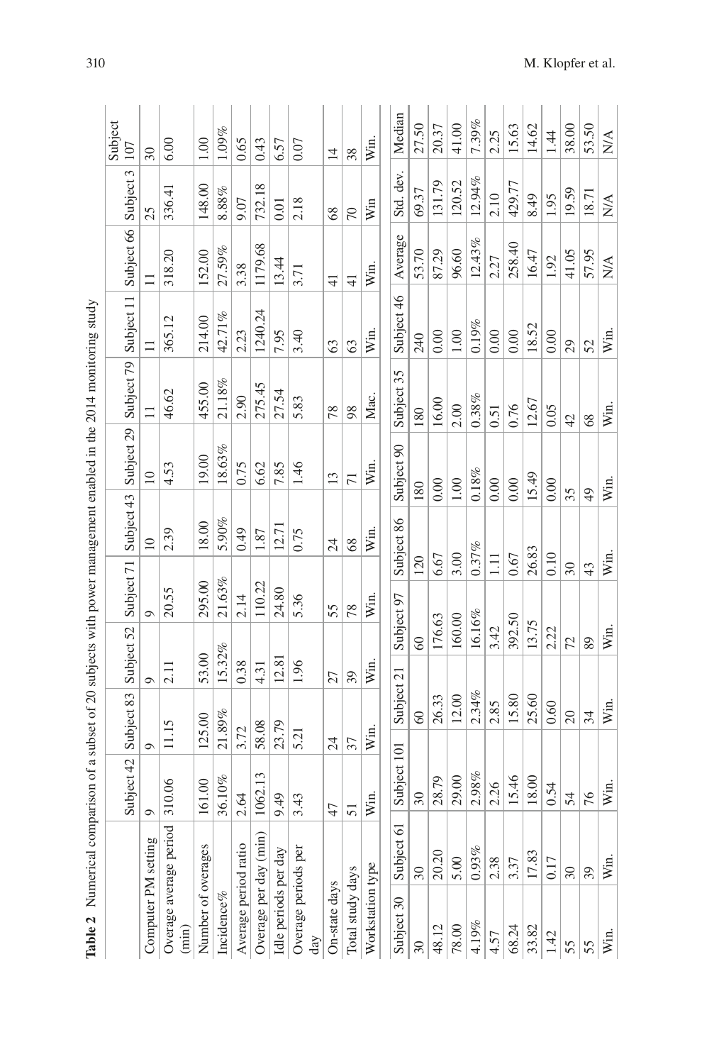**Table 2** Numerical comparison of a subset of 20 subjects with power management enabled in the 2014 monitoring study

| | Subject 42 | Subject 83 | Subject 52 | Subject 71 | Subject 43 | Subject 29 | Subject 79 | Subject 11 | Subject 66 | Subject 3 | Subject 107 |
|---|---|---|---|---|---|---|---|---|---|---|---|
| Computer PM setting | 9 | 9 | 9 | 9 | 10 | 10 | 11 | 11 | 11 | 25 | 30 |
| Overage average period (min) | 310.06 | 11.15 | 2.11 | 20.55 | 2.39 | 4.53 | 46.62 | 365.12 | 318.20 | 336.41 | 6.00 |
| Number of overages | 161.00 | 125.00 | 53.00 | 295.00 | 18.00 | 19.00 | 455.00 | 214.00 | 152.00 | 148.00 | 1.00 |
| Incidence% | 36.10% | 21.89% | 15.32% | 21.63% | 5.90% | 18.63% | 21.18% | 42.71% | 27.59% | 8.88% | 1.09% |
| Average period ratio | 2.64 | 3.72 | 0.38 | 2.14 | 0.49 | 0.75 | 2.90 | 2.23 | 3.38 | 9.07 | 0.65 |
| Overage per day (min) | 1062.13 | 58.08 | 4.31 | 110.22 | 1.87 | 6.62 | 275.45 | 1240.24 | 1179.68 | 732.18 | 0.43 |
| Idle periods per day | 9.49 | 23.79 | 12.81 | 24.80 | 12.71 | 7.85 | 27.54 | 7.95 | 13.44 | 0.01 | 6.57 |
| Overage periods per day | 3.43 | 5.21 | 1.96 | 5.36 | 0.75 | 1.46 | 5.83 | 3.40 | 3.71 | 2.18 | 0.07 |
| On-state days | 47 | 24 | 27 | 55 | 24 | 13 | 78 | 63 | 41 | 68 | 14 |
| Total study days | 51 | 37 | 39 | 78 | 68 | 71 | 98 | 63 | 41 | 70 | 38 |
| Workstation type | Win. | Win. | Win. | Win. | Win. | Win. | Mac. | Win. | Win. | Win | Win. |

| Subject 30 | Subject 61 | Subject 101 | Subject 21 | Subject 97 | Subject 86 | Subject 90 | Subject 35 | Subject 46 | Average | Std. dev. | Median |
|---|---|---|---|---|---|---|---|---|---|---|---|
| 30 | 30 | 30 | 60 | 60 | 120 | 180 | 180 | 240 | 53.70 | 69.37 | 27.50 |
| 48.12 | 20.20 | 28.79 | 26.33 | 176.63 | 6.67 | 0.00 | 16.00 | 0.00 | 87.29 | 131.79 | 20.37 |
| 78.00 | 5.00 | 29.00 | 12.00 | 160.00 | 3.00 | 1.00 | 2.00 | 1.00 | 96.60 | 120.52 | 41.00 |
| 4.19% | 0.93% | 2.98% | 2.34% | 16.16% | 0.37% | 0.18% | 0.38% | 0.19% | 12.43% | 12.94% | 7.39% |
| 4.57 | 2.38 | 2.26 | 2.85 | 3.42 | 1.11 | 0.00 | 0.51 | 0.00 | 2.27 | 2.10 | 2.25 |
| 68.24 | 3.37 | 15.46 | 15.80 | 392.50 | 0.67 | 0.00 | 0.76 | 0.00 | 258.40 | 429.77 | 15.63 |
| 33.82 | 17.83 | 18.00 | 25.60 | 13.75 | 26.83 | 15.49 | 12.67 | 18.52 | 16.47 | 8.49 | 14.62 |
| 1.42 | 0.17 | 0.54 | 0.60 | 2.22 | 0.10 | 0.00 | 0.05 | 0.00 | 1.92 | 1.95 | 1.44 |
| 55 | 30 | 54 | 20 | 72 | 30 | 35 | 42 | 29 | 41.05 | 19.59 | 38.00 |
| 55 | 39 | 76 | 34 | 89 | 43 | 49 | 68 | 52 | 57.95 | 18.71 | 53.50 |
| Win. | Win. | Win. | Win. | Win. | Win. | Win. | Win. | Win. | N/A | N/A | N/A |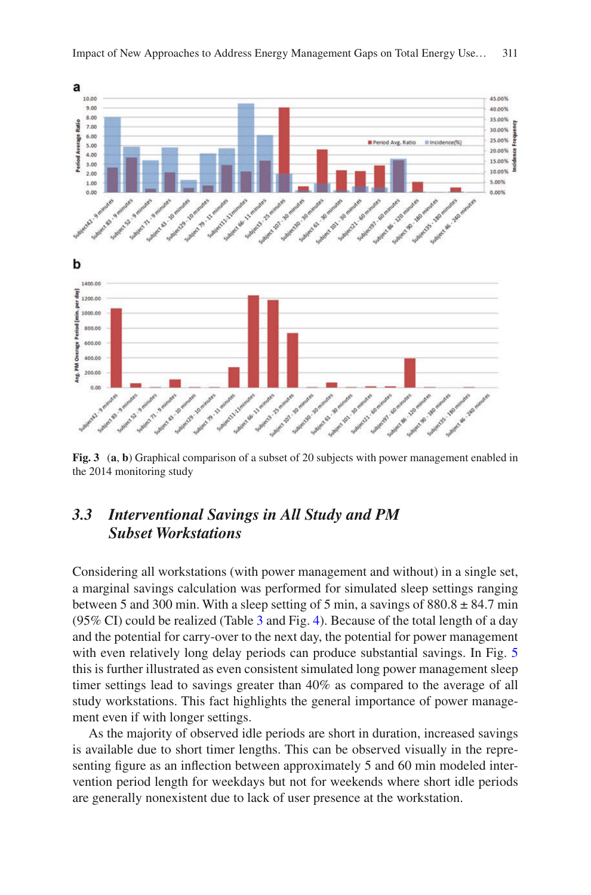**Fig. 3** (**a**, **b**) Graphical comparison of a subset of 20 subjects with power management enabled in the 2014 monitoring study

## 3.3 Interventional Savings in All Study and PM Subset Workstations

Considering all workstations (with power management and without) in a single set, a marginal savings calculation was performed for simulated sleep settings ranging between 5 and 300 min. With a sleep setting of 5 min, a savings of 880.8 ± 84.7 min (95% CI) could be realized (Table 3 and Fig. 4). Because of the total length of a day and the potential for carry-over to the next day, the potential for power management with even relatively long delay periods can produce substantial savings. In Fig. 5 this is further illustrated as even consistent simulated long power management sleep timer settings lead to savings greater than 40% as compared to the average of all study workstations. This fact highlights the general importance of power management even if with longer settings.

As the majority of observed idle periods are short in duration, increased savings is available due to short timer lengths. This can be observed visually in the representing figure as an inflection between approximately 5 and 60 min modeled intervention period length for weekdays but not for weekends where short idle periods are generally nonexistent due to lack of user presence at the workstation.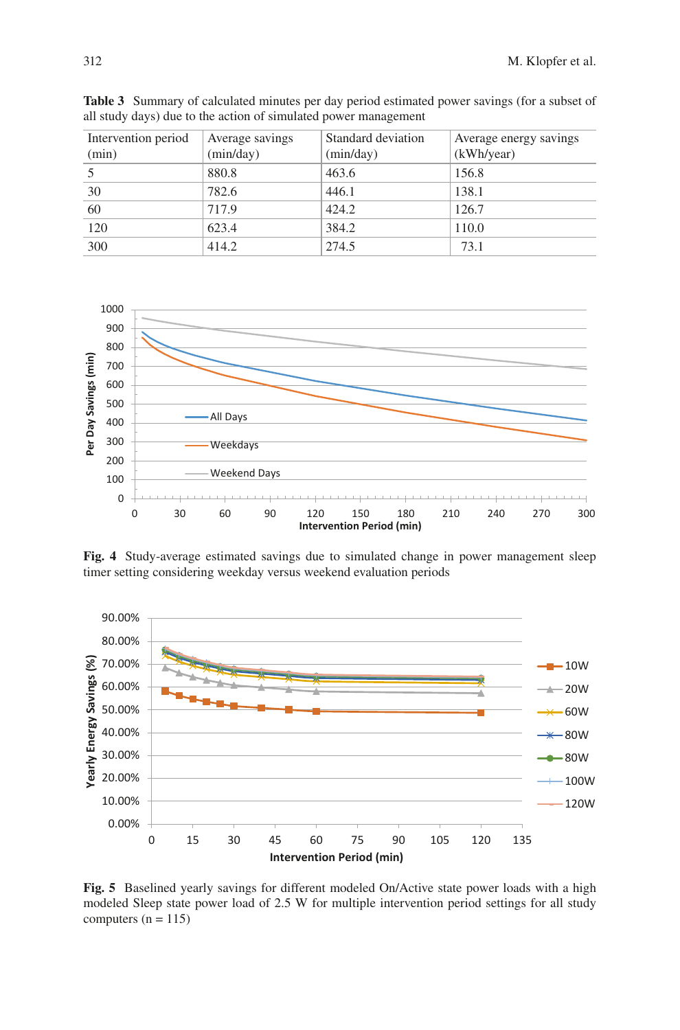**Table 3** Summary of calculated minutes per day period estimated power savings (for a subset of all study days) due to the action of simulated power management

| Intervention period (min) | Average savings (min/day) | Standard deviation (min/day) | Average energy savings (kWh/year) |
|---|---|---|---|
| 5 | 880.8 | 463.6 | 156.8 |
| 30 | 782.6 | 446.1 | 138.1 |
| 60 | 717.9 | 424.2 | 126.7 |
| 120 | 623.4 | 384.2 | 110.0 |
| 300 | 414.2 | 274.5 | 73.1 |

**Fig. 4** Study-average estimated savings due to simulated change in power management sleep timer setting considering weekday versus weekend evaluation periods

**Fig. 5** Baselined yearly savings for different modeled On/Active state power loads with a high modeled Sleep state power load of 2.5 W for multiple intervention period settings for all study computers (n = 115)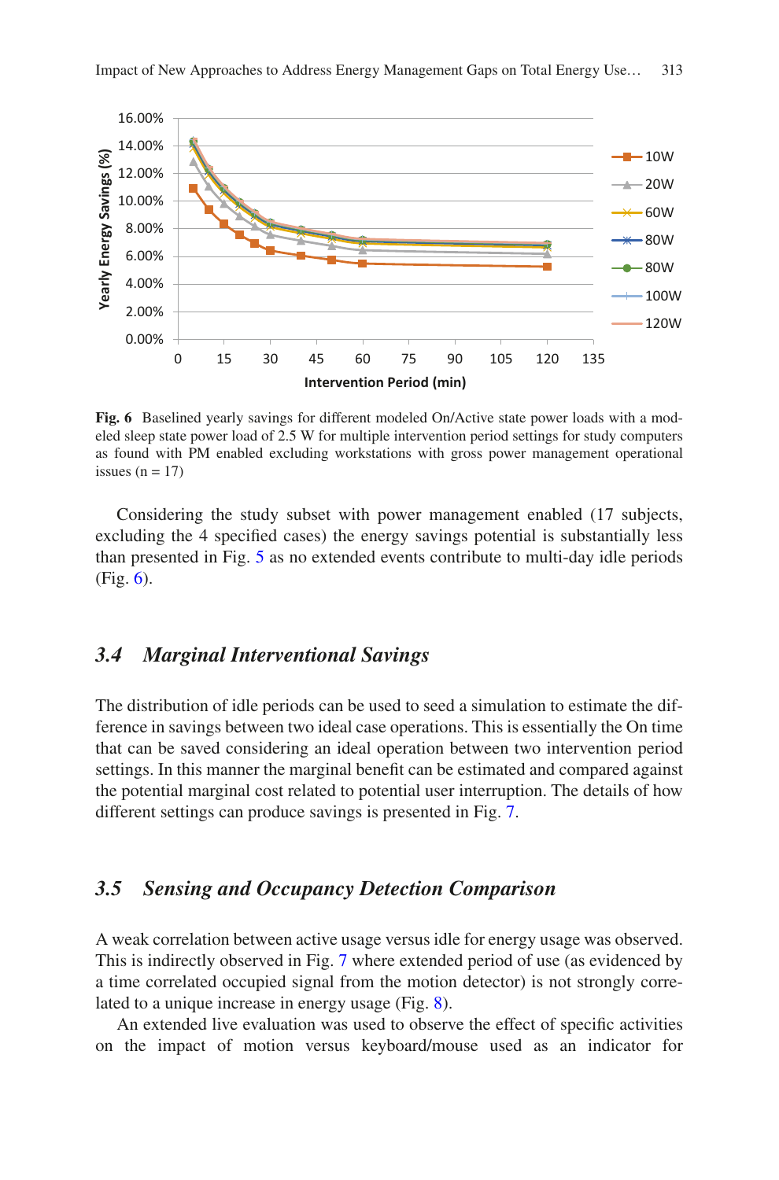**Fig. 6** Baselined yearly savings for different modeled On/Active state power loads with a modeled sleep state power load of 2.5 W for multiple intervention period settings for study computers as found with PM enabled excluding workstations with gross power management operational issues (n = 17)

Considering the study subset with power management enabled (17 subjects, excluding the 4 specified cases) the energy savings potential is substantially less than presented in Fig. 5 as no extended events contribute to multi-day idle periods (Fig. 6).

### 3.4 *Marginal Interventional Savings*

The distribution of idle periods can be used to seed a simulation to estimate the difference in savings between two ideal case operations. This is essentially the On time that can be saved considering an ideal operation between two intervention period settings. In this manner the marginal benefit can be estimated and compared against the potential marginal cost related to potential user interruption. The details of how different settings can produce savings is presented in Fig. 7.

### 3.5 *Sensing and Occupancy Detection Comparison*

A weak correlation between active usage versus idle for energy usage was observed. This is indirectly observed in Fig. 7 where extended period of use (as evidenced by a time correlated occupied signal from the motion detector) is not strongly correlated to a unique increase in energy usage (Fig. 8).

An extended live evaluation was used to observe the effect of specific activities on the impact of motion versus keyboard/mouse used as an indicator for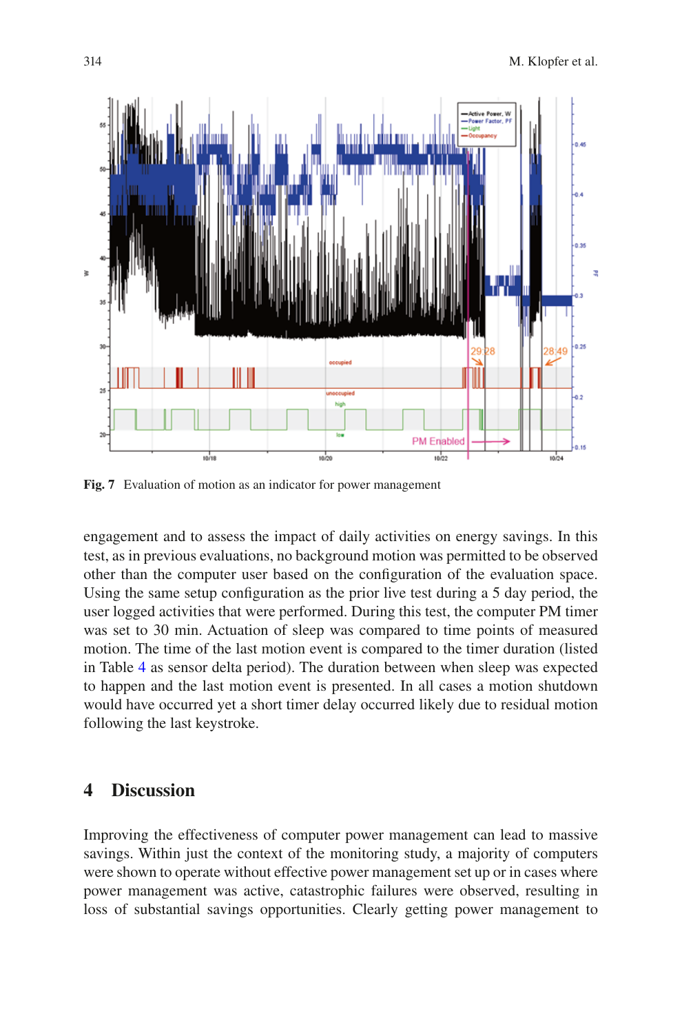Fig. 7 Evaluation of motion as an indicator for power management

engagement and to assess the impact of daily activities on energy savings. In this test, as in previous evaluations, no background motion was permitted to be observed other than the computer user based on the configuration of the evaluation space. Using the same setup configuration as the prior live test during a 5 day period, the user logged activities that were performed. During this test, the computer PM timer was set to 30 min. Actuation of sleep was compared to time points of measured motion. The time of the last motion event is compared to the timer duration (listed in Table 4 as sensor delta period). The duration between when sleep was expected to happen and the last motion event is presented. In all cases a motion shutdown would have occurred yet a short timer delay occurred likely due to residual motion following the last keystroke.

## 4 Discussion

Improving the effectiveness of computer power management can lead to massive savings. Within just the context of the monitoring study, a majority of computers were shown to operate without effective power management set up or in cases where power management was active, catastrophic failures were observed, resulting in loss of substantial savings opportunities. Clearly getting power management to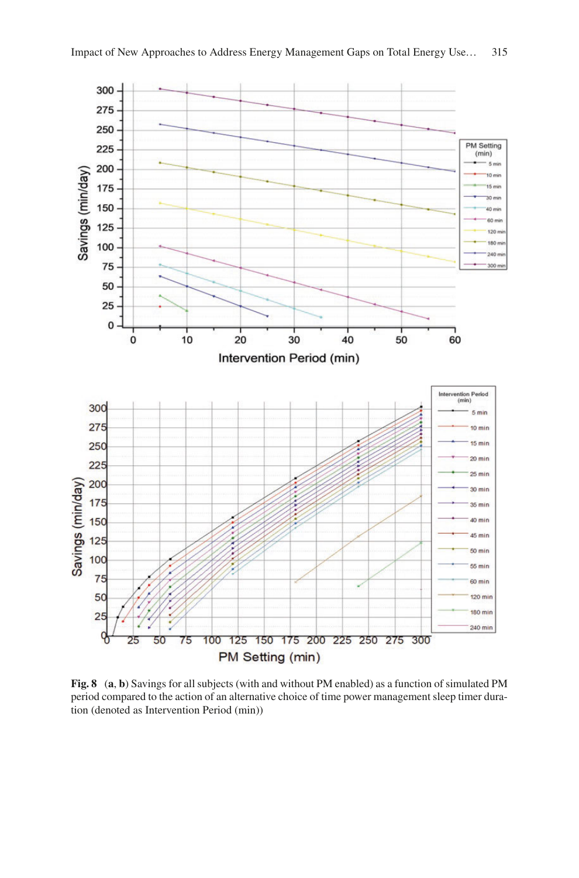**Fig. 8** (**a**, **b**) Savings for all subjects (with and without PM enabled) as a function of simulated PM period compared to the action of an alternative choice of time power management sleep timer duration (denoted as Intervention Period (min))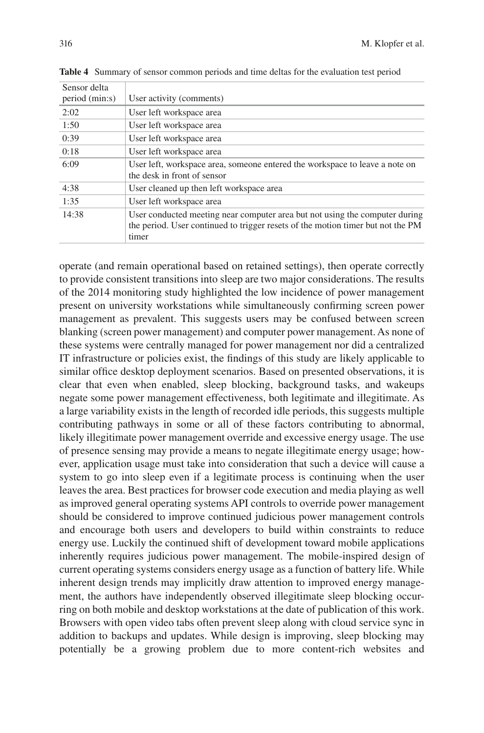**Table 4** Summary of sensor common periods and time deltas for the evaluation test period

| Sensor delta period (min:s) | User activity (comments) |
| --- | --- |
| 2:02 | User left workspace area |
| 1:50 | User left workspace area |
| 0:39 | User left workspace area |
| 0:18 | User left workspace area |
| 6:09 | User left, workspace area, someone entered the workspace to leave a note on the desk in front of sensor |
| 4:38 | User cleaned up then left workspace area |
| 1:35 | User left workspace area |
| 14:38 | User conducted meeting near computer area but not using the computer during the period. User continued to trigger resets of the motion timer but not the PM timer |

operate (and remain operational based on retained settings), then operate correctly to provide consistent transitions into sleep are two major considerations. The results of the 2014 monitoring study highlighted the low incidence of power management present on university workstations while simultaneously confirming screen power management as prevalent. This suggests users may be confused between screen blanking (screen power management) and computer power management. As none of these systems were centrally managed for power management nor did a centralized IT infrastructure or policies exist, the findings of this study are likely applicable to similar office desktop deployment scenarios. Based on presented observations, it is clear that even when enabled, sleep blocking, background tasks, and wakeups negate some power management effectiveness, both legitimate and illegitimate. As a large variability exists in the length of recorded idle periods, this suggests multiple contributing pathways in some or all of these factors contributing to abnormal, likely illegitimate power management override and excessive energy usage. The use of presence sensing may provide a means to negate illegitimate energy usage; however, application usage must take into consideration that such a device will cause a system to go into sleep even if a legitimate process is continuing when the user leaves the area. Best practices for browser code execution and media playing as well as improved general operating systems API controls to override power management should be considered to improve continued judicious power management controls and encourage both users and developers to build within constraints to reduce energy use. Luckily the continued shift of development toward mobile applications inherently requires judicious power management. The mobile-inspired design of current operating systems considers energy usage as a function of battery life. While inherent design trends may implicitly draw attention to improved energy management, the authors have independently observed illegitimate sleep blocking occurring on both mobile and desktop workstations at the date of publication of this work. Browsers with open video tabs often prevent sleep along with cloud service sync in addition to backups and updates. While design is improving, sleep blocking may potentially be a growing problem due to more content-rich websites and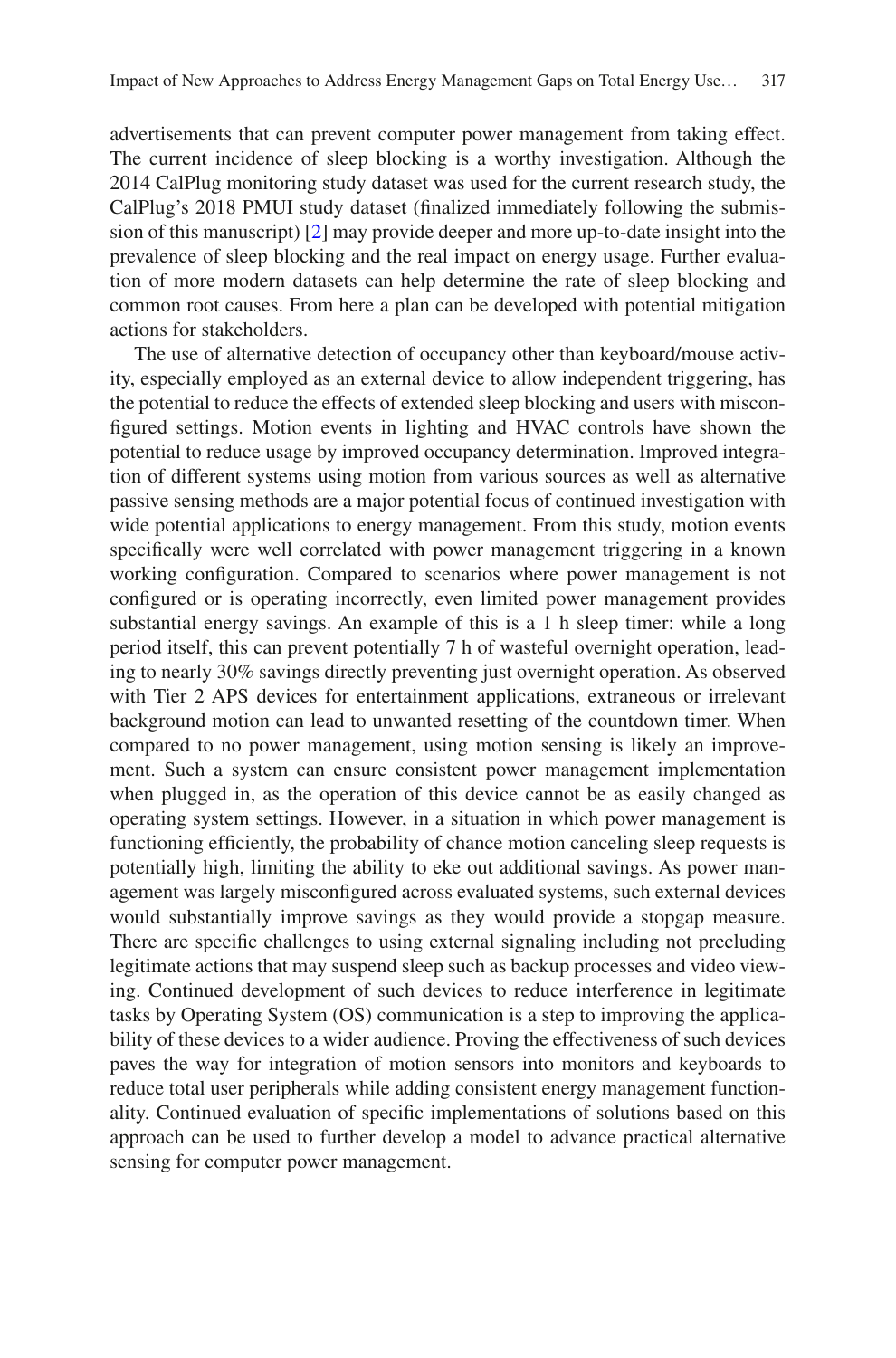advertisements that can prevent computer power management from taking effect. The current incidence of sleep blocking is a worthy investigation. Although the 2014 CalPlug monitoring study dataset was used for the current research study, the CalPlug's 2018 PMUI study dataset (finalized immediately following the submission of this manuscript) [2] may provide deeper and more up-to-date insight into the prevalence of sleep blocking and the real impact on energy usage. Further evaluation of more modern datasets can help determine the rate of sleep blocking and common root causes. From here a plan can be developed with potential mitigation actions for stakeholders.

The use of alternative detection of occupancy other than keyboard/mouse activity, especially employed as an external device to allow independent triggering, has the potential to reduce the effects of extended sleep blocking and users with misconfigured settings. Motion events in lighting and HVAC controls have shown the potential to reduce usage by improved occupancy determination. Improved integration of different systems using motion from various sources as well as alternative passive sensing methods are a major potential focus of continued investigation with wide potential applications to energy management. From this study, motion events specifically were well correlated with power management triggering in a known working configuration. Compared to scenarios where power management is not configured or is operating incorrectly, even limited power management provides substantial energy savings. An example of this is a 1 h sleep timer: while a long period itself, this can prevent potentially 7 h of wasteful overnight operation, leading to nearly 30% savings directly preventing just overnight operation. As observed with Tier 2 APS devices for entertainment applications, extraneous or irrelevant background motion can lead to unwanted resetting of the countdown timer. When compared to no power management, using motion sensing is likely an improvement. Such a system can ensure consistent power management implementation when plugged in, as the operation of this device cannot be as easily changed as operating system settings. However, in a situation in which power management is functioning efficiently, the probability of chance motion canceling sleep requests is potentially high, limiting the ability to eke out additional savings. As power management was largely misconfigured across evaluated systems, such external devices would substantially improve savings as they would provide a stopgap measure. There are specific challenges to using external signaling including not precluding legitimate actions that may suspend sleep such as backup processes and video viewing. Continued development of such devices to reduce interference in legitimate tasks by Operating System (OS) communication is a step to improving the applicability of these devices to a wider audience. Proving the effectiveness of such devices paves the way for integration of motion sensors into monitors and keyboards to reduce total user peripherals while adding consistent energy management functionality. Continued evaluation of specific implementations of solutions based on this approach can be used to further develop a model to advance practical alternative sensing for computer power management.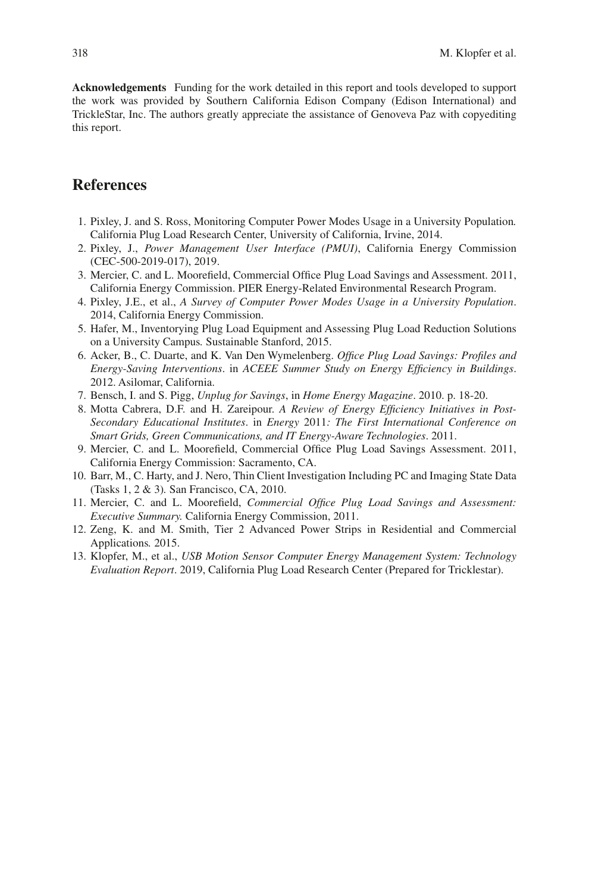**Acknowledgements** Funding for the work detailed in this report and tools developed to support the work was provided by Southern California Edison Company (Edison International) and TrickleStar, Inc. The authors greatly appreciate the assistance of Genoveva Paz with copyediting this report.

## References

1. Pixley, J. and S. Ross, Monitoring Computer Power Modes Usage in a University Population. California Plug Load Research Center, University of California, Irvine, 2014.
2. Pixley, J., *Power Management User Interface (PMUI)*, California Energy Commission (CEC-500-2019-017), 2019.
3. Mercier, C. and L. Moorefield, Commercial Office Plug Load Savings and Assessment. 2011, California Energy Commission. PIER Energy-Related Environmental Research Program.
4. Pixley, J.E., et al., *A Survey of Computer Power Modes Usage in a University Population*. 2014, California Energy Commission.
5. Hafer, M., Inventorying Plug Load Equipment and Assessing Plug Load Reduction Solutions on a University Campus. Sustainable Stanford, 2015.
6. Acker, B., C. Duarte, and K. Van Den Wymelenberg. *Office Plug Load Savings: Profiles and Energy-Saving Interventions*. in *ACEEE Summer Study on Energy Efficiency in Buildings*. 2012. Asilomar, California.
7. Bensch, I. and S. Pigg, *Unplug for Savings*, in *Home Energy Magazine*. 2010. p. 18-20.
8. Motta Cabrera, D.F. and H. Zareipour. *A Review of Energy Efficiency Initiatives in Post-Secondary Educational Institutes*. in *Energy* 2011*: The First International Conference on Smart Grids, Green Communications, and IT Energy-Aware Technologies*. 2011.
9. Mercier, C. and L. Moorefield, Commercial Office Plug Load Savings Assessment. 2011, California Energy Commission: Sacramento, CA.
10. Barr, M., C. Harty, and J. Nero, Thin Client Investigation Including PC and Imaging State Data (Tasks 1, 2 & 3). San Francisco, CA, 2010.
11. Mercier, C. and L. Moorefield, *Commercial Office Plug Load Savings and Assessment: Executive Summary.* California Energy Commission, 2011.
12. Zeng, K. and M. Smith, Tier 2 Advanced Power Strips in Residential and Commercial Applications. 2015.
13. Klopfer, M., et al., *USB Motion Sensor Computer Energy Management System: Technology Evaluation Report*. 2019, California Plug Load Research Center (Prepared for Tricklestar).